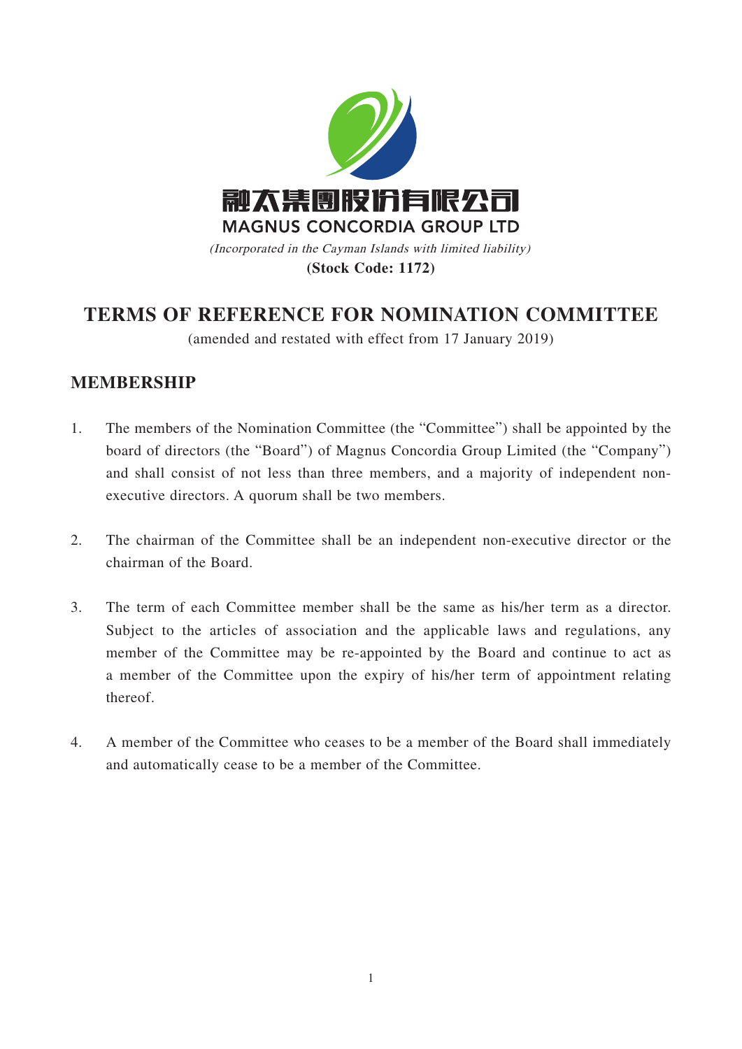融太集團股份有限公司

MAGNUS CONCORDIA GROUP LTD

*(Incorporated in the Cayman Islands with limited liability)*

**(Stock Code: 1172)**

# TERMS OF REFERENCE FOR NOMINATION COMMITTEE

(amended and restated with effect from 17 January 2019)

## MEMBERSHIP

1. The members of the Nomination Committee (the "Committee") shall be appointed by the board of directors (the "Board") of Magnus Concordia Group Limited (the "Company") and shall consist of not less than three members, and a majority of independent non-executive directors. A quorum shall be two members.

2. The chairman of the Committee shall be an independent non-executive director or the chairman of the Board.

3. The term of each Committee member shall be the same as his/her term as a director. Subject to the articles of association and the applicable laws and regulations, any member of the Committee may be re-appointed by the Board and continue to act as a member of the Committee upon the expiry of his/her term of appointment relating thereof.

4. A member of the Committee who ceases to be a member of the Board shall immediately and automatically cease to be a member of the Committee.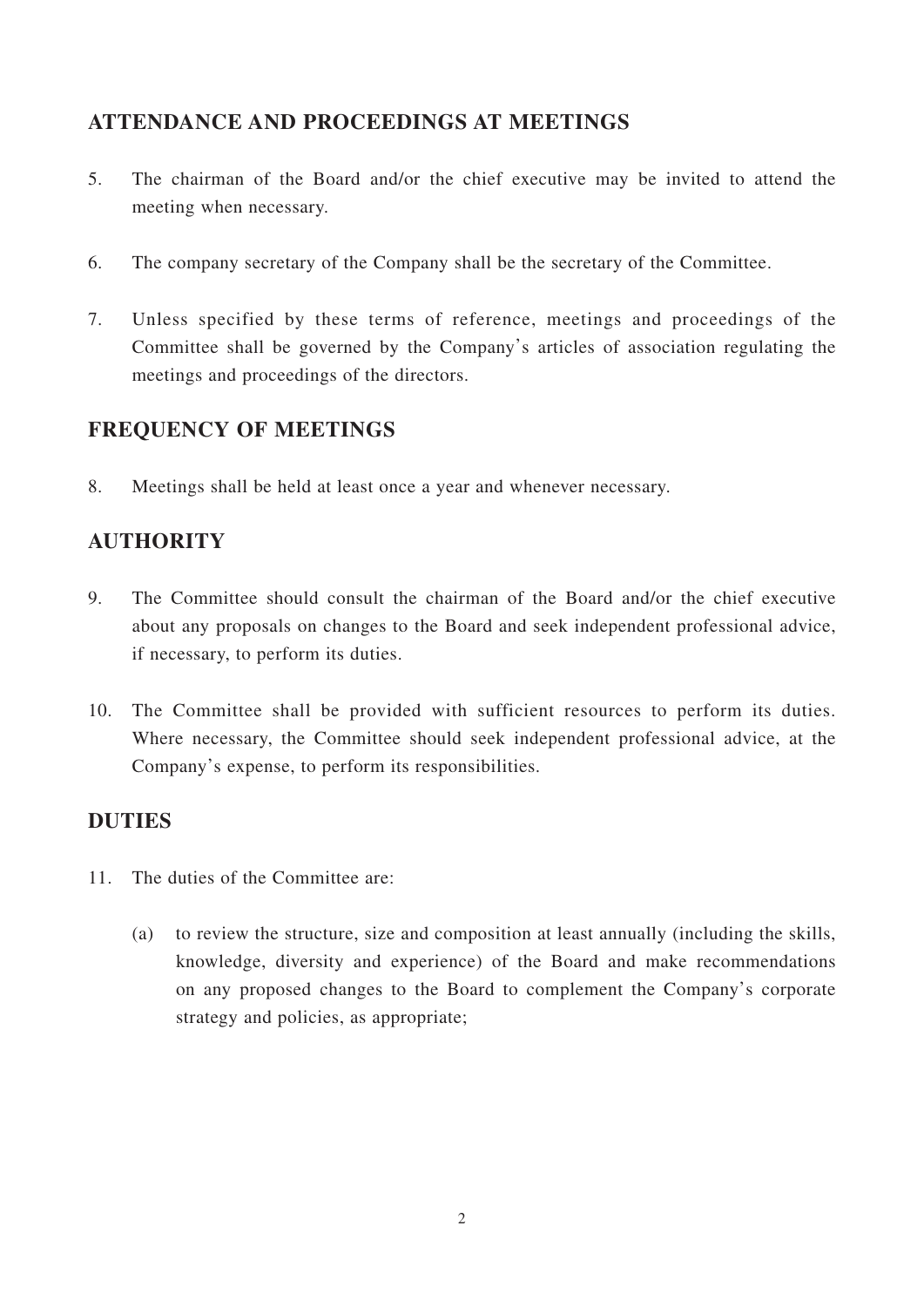## ATTENDANCE AND PROCEEDINGS AT MEETINGS

5. The chairman of the Board and/or the chief executive may be invited to attend the meeting when necessary.

6. The company secretary of the Company shall be the secretary of the Committee.

7. Unless specified by these terms of reference, meetings and proceedings of the Committee shall be governed by the Company's articles of association regulating the meetings and proceedings of the directors.

## FREQUENCY OF MEETINGS

8. Meetings shall be held at least once a year and whenever necessary.

## AUTHORITY

9. The Committee should consult the chairman of the Board and/or the chief executive about any proposals on changes to the Board and seek independent professional advice, if necessary, to perform its duties.

10. The Committee shall be provided with sufficient resources to perform its duties. Where necessary, the Committee should seek independent professional advice, at the Company's expense, to perform its responsibilities.

## DUTIES

11. The duties of the Committee are:

    (a) to review the structure, size and composition at least annually (including the skills, knowledge, diversity and experience) of the Board and make recommendations on any proposed changes to the Board to complement the Company's corporate strategy and policies, as appropriate;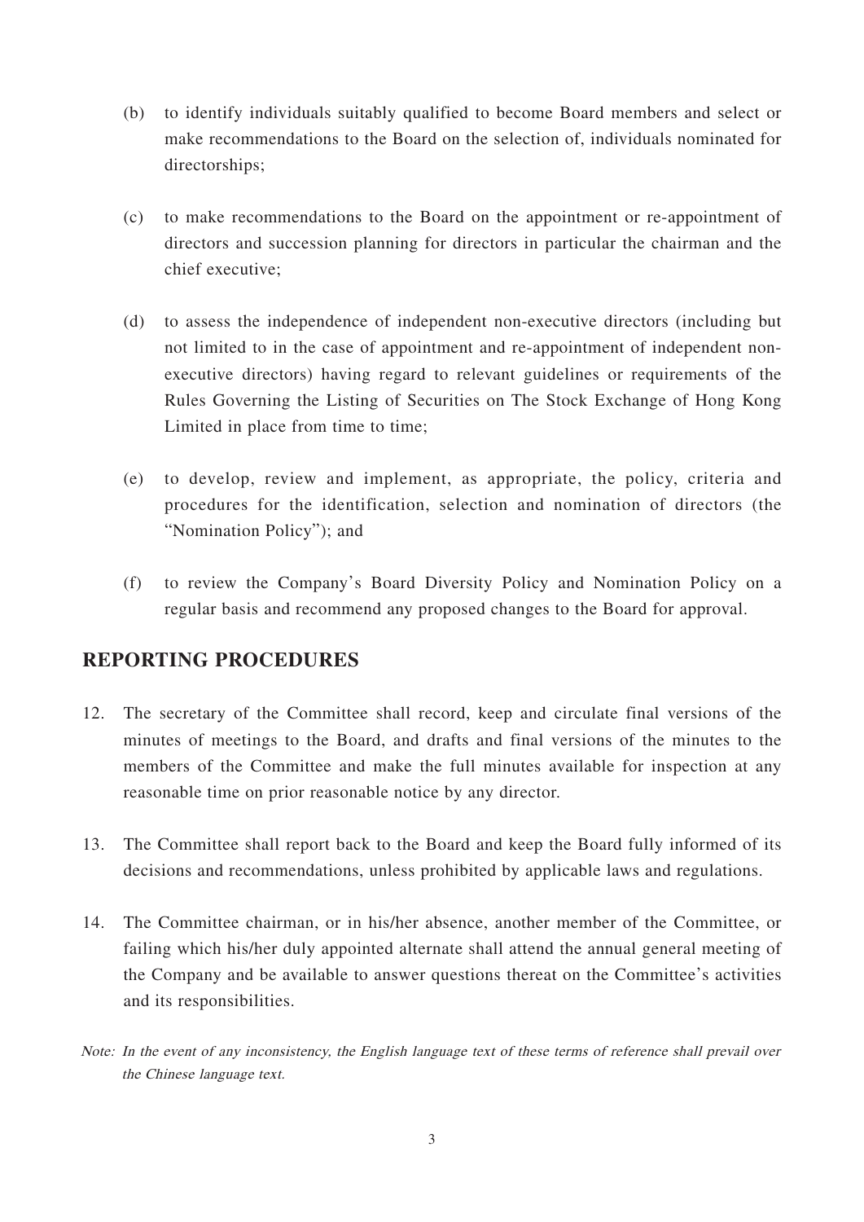(b) to identify individuals suitably qualified to become Board members and select or make recommendations to the Board on the selection of, individuals nominated for directorships;

(c) to make recommendations to the Board on the appointment or re-appointment of directors and succession planning for directors in particular the chairman and the chief executive;

(d) to assess the independence of independent non-executive directors (including but not limited to in the case of appointment and re-appointment of independent non-executive directors) having regard to relevant guidelines or requirements of the Rules Governing the Listing of Securities on The Stock Exchange of Hong Kong Limited in place from time to time;

(e) to develop, review and implement, as appropriate, the policy, criteria and procedures for the identification, selection and nomination of directors (the "Nomination Policy"); and

(f) to review the Company's Board Diversity Policy and Nomination Policy on a regular basis and recommend any proposed changes to the Board for approval.

## REPORTING PROCEDURES

12. The secretary of the Committee shall record, keep and circulate final versions of the minutes of meetings to the Board, and drafts and final versions of the minutes to the members of the Committee and make the full minutes available for inspection at any reasonable time on prior reasonable notice by any director.

13. The Committee shall report back to the Board and keep the Board fully informed of its decisions and recommendations, unless prohibited by applicable laws and regulations.

14. The Committee chairman, or in his/her absence, another member of the Committee, or failing which his/her duly appointed alternate shall attend the annual general meeting of the Company and be available to answer questions thereat on the Committee's activities and its responsibilities.

*Note: In the event of any inconsistency, the English language text of these terms of reference shall prevail over the Chinese language text.*